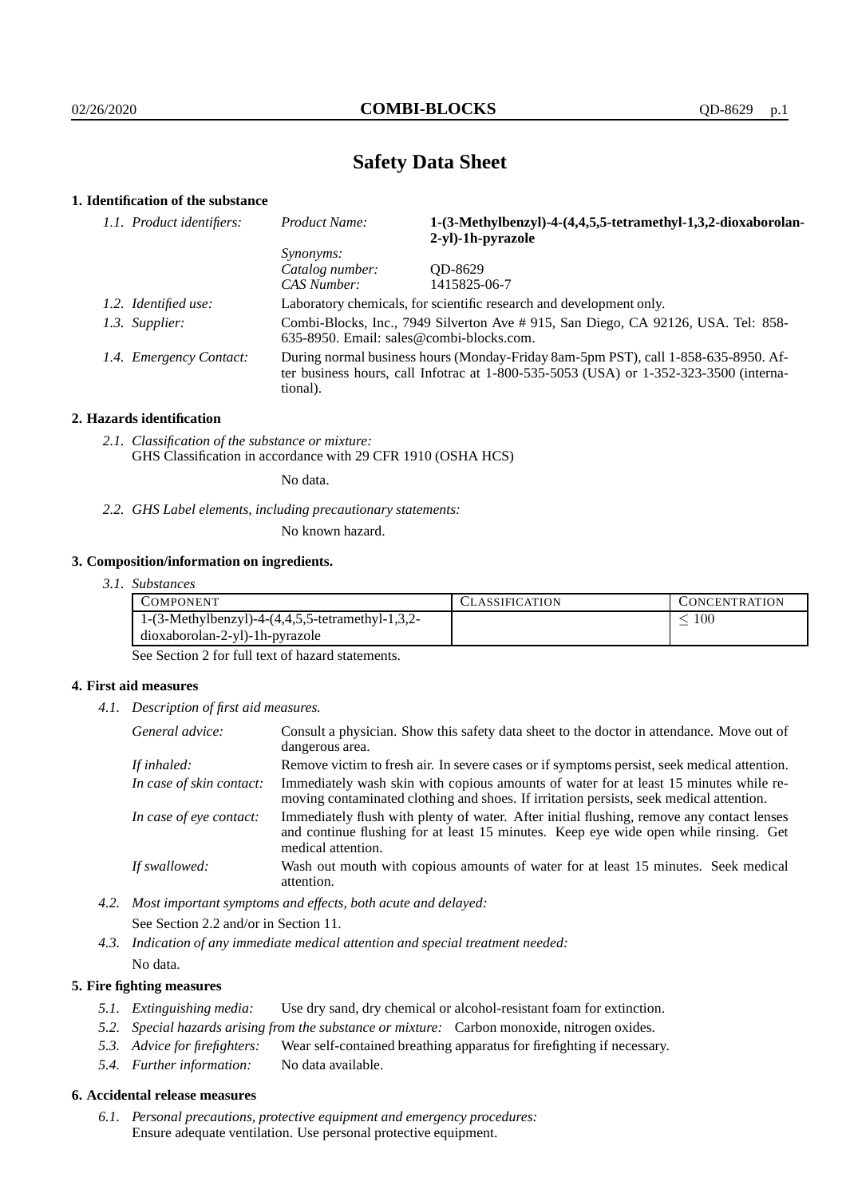# Safety Data Sheet

## 1. Identification of the substance

| | | |
|---|---|---|
| *1.1. Product identifiers:* | *Product Name:* | **1-(3-Methylbenzyl)-4-(4,4,5,5-tetramethyl-1,3,2-dioxaborolan-2-yl)-1h-pyrazole** |
| | *Synonyms:* | |
| | *Catalog number:* | QD-8629 |
| | *CAS Number:* | 1415825-06-7 |
| *1.2. Identified use:* | Laboratory chemicals, for scientific research and development only. | |
| *1.3. Supplier:* | Combi-Blocks, Inc., 7949 Silverton Ave # 915, San Diego, CA 92126, USA. Tel: 858-635-8950. Email: sales@combi-blocks.com. | |
| *1.4. Emergency Contact:* | During normal business hours (Monday-Friday 8am-5pm PST), call 1-858-635-8950. After business hours, call Infotrac at 1-800-535-5053 (USA) or 1-352-323-3500 (international). | |

## 2. Hazards identification

*2.1. Classification of the substance or mixture:*
GHS Classification in accordance with 29 CFR 1910 (OSHA HCS)

No data.

*2.2. GHS Label elements, including precautionary statements:*

No known hazard.

## 3. Composition/information on ingredients.

*3.1. Substances*

| COMPONENT | CLASSIFICATION | CONCENTRATION |
|---|---|---|
| 1-(3-Methylbenzyl)-4-(4,4,5,5-tetramethyl-1,3,2-dioxaborolan-2-yl)-1h-pyrazole | | $\leq 100$ |

See Section 2 for full text of hazard statements.

## 4. First aid measures

*4.1. Description of first aid measures.*

| | |
|---|---|
| *General advice:* | Consult a physician. Show this safety data sheet to the doctor in attendance. Move out of dangerous area. |
| *If inhaled:* | Remove victim to fresh air. In severe cases or if symptoms persist, seek medical attention. |
| *In case of skin contact:* | Immediately wash skin with copious amounts of water for at least 15 minutes while removing contaminated clothing and shoes. If irritation persists, seek medical attention. |
| *In case of eye contact:* | Immediately flush with plenty of water. After initial flushing, remove any contact lenses and continue flushing for at least 15 minutes. Keep eye wide open while rinsing. Get medical attention. |
| *If swallowed:* | Wash out mouth with copious amounts of water for at least 15 minutes. Seek medical attention. |

*4.2. Most important symptoms and effects, both acute and delayed:*

See Section 2.2 and/or in Section 11.

*4.3. Indication of any immediate medical attention and special treatment needed:*

No data.

## 5. Fire fighting measures

*5.1. Extinguishing media:* Use dry sand, dry chemical or alcohol-resistant foam for extinction.

*5.2. Special hazards arising from the substance or mixture:* Carbon monoxide, nitrogen oxides.

*5.3. Advice for firefighters:* Wear self-contained breathing apparatus for firefighting if necessary.

*5.4. Further information:* No data available.

## 6. Accidental release measures

*6.1. Personal precautions, protective equipment and emergency procedures:*
Ensure adequate ventilation. Use personal protective equipment.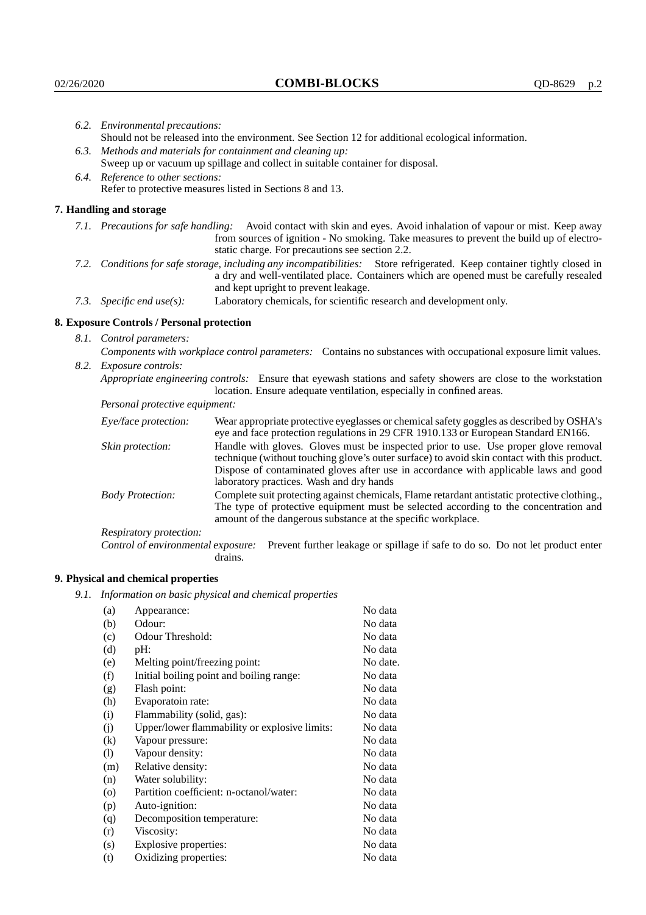*6.2. Environmental precautions:*
Should not be released into the environment. See Section 12 for additional ecological information.

*6.3. Methods and materials for containment and cleaning up:*
Sweep up or vacuum up spillage and collect in suitable container for disposal.

*6.4. Reference to other sections:*
Refer to protective measures listed in Sections 8 and 13.

## 7. Handling and storage

*7.1. Precautions for safe handling:* Avoid contact with skin and eyes. Avoid inhalation of vapour or mist. Keep away from sources of ignition - No smoking. Take measures to prevent the build up of electrostatic charge. For precautions see section 2.2.

*7.2. Conditions for safe storage, including any incompatibilities:* Store refrigerated. Keep container tightly closed in a dry and well-ventilated place. Containers which are opened must be carefully resealed and kept upright to prevent leakage.

*7.3. Specific end use(s):* Laboratory chemicals, for scientific research and development only.

## 8. Exposure Controls / Personal protection

*8.1. Control parameters:*

*Components with workplace control parameters:* Contains no substances with occupational exposure limit values.

*8.2. Exposure controls:*

*Appropriate engineering controls:* Ensure that eyewash stations and safety showers are close to the workstation location. Ensure adequate ventilation, especially in confined areas.

*Personal protective equipment:*

*Eye/face protection:* Wear appropriate protective eyeglasses or chemical safety goggles as described by OSHA's eye and face protection regulations in 29 CFR 1910.133 or European Standard EN166.

*Skin protection:* Handle with gloves. Gloves must be inspected prior to use. Use proper glove removal technique (without touching glove's outer surface) to avoid skin contact with this product. Dispose of contaminated gloves after use in accordance with applicable laws and good laboratory practices. Wash and dry hands

*Body Protection:* Complete suit protecting against chemicals, Flame retardant antistatic protective clothing., The type of protective equipment must be selected according to the concentration and amount of the dangerous substance at the specific workplace.

*Respiratory protection:*

*Control of environmental exposure:* Prevent further leakage or spillage if safe to do so. Do not let product enter drains.

## 9. Physical and chemical properties

*9.1. Information on basic physical and chemical properties*

| | | |
|---|---|---|
| (a) | Appearance: | No data |
| (b) | Odour: | No data |
| (c) | Odour Threshold: | No data |
| (d) | pH: | No data |
| (e) | Melting point/freezing point: | No date. |
| (f) | Initial boiling point and boiling range: | No data |
| (g) | Flash point: | No data |
| (h) | Evaporatoin rate: | No data |
| (i) | Flammability (solid, gas): | No data |
| (j) | Upper/lower flammability or explosive limits: | No data |
| (k) | Vapour pressure: | No data |
| (l) | Vapour density: | No data |
| (m) | Relative density: | No data |
| (n) | Water solubility: | No data |
| (o) | Partition coefficient: n-octanol/water: | No data |
| (p) | Auto-ignition: | No data |
| (q) | Decomposition temperature: | No data |
| (r) | Viscosity: | No data |
| (s) | Explosive properties: | No data |
| (t) | Oxidizing properties: | No data |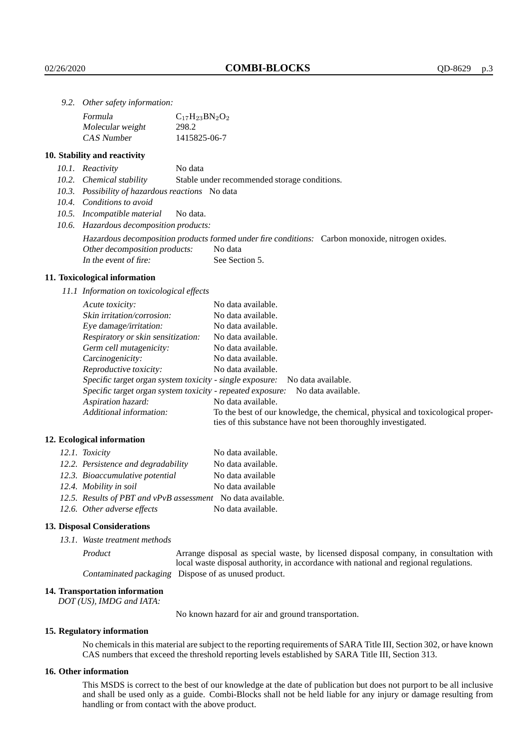*9.2. Other safety information:*

| | |
|---|---|
| *Formula* | $C_{17}H_{23}BN_2O_2$ |
| *Molecular weight* | 298.2 |
| *CAS Number* | 1415825-06-7 |

## 10. Stability and reactivity

*10.1. Reactivity* No data

*10.2. Chemical stability* Stable under recommended storage conditions.

*10.3. Possibility of hazardous reactions* No data

*10.4. Conditions to avoid*

*10.5. Incompatible material* No data.

*10.6. Hazardous decomposition products:*

*Hazardous decomposition products formed under fire conditions:* Carbon monoxide, nitrogen oxides.

*Other decomposition products:* No data

*In the event of fire:* See Section 5.

## 11. Toxicological information

*11.1 Information on toxicological effects*

| | |
|---|---|
| *Acute toxicity:* | No data available. |
| *Skin irritation/corrosion:* | No data available. |
| *Eye damage/irritation:* | No data available. |
| *Respiratory or skin sensitization:* | No data available. |
| *Germ cell mutagenicity:* | No data available. |
| *Carcinogenicity:* | No data available. |
| *Reproductive toxicity:* | No data available. |
| *Specific target organ system toxicity - single exposure:* | No data available. |
| *Specific target organ system toxicity - repeated exposure:* | No data available. |
| *Aspiration hazard:* | No data available. |
| *Additional information:* | To the best of our knowledge, the chemical, physical and toxicological properties of this substance have not been thoroughly investigated. |

## 12. Ecological information

| | |
|---|---|
| *12.1. Toxicity* | No data available. |
| *12.2. Persistence and degradability* | No data available. |
| *12.3. Bioaccumulative potential* | No data available |
| *12.4. Mobility in soil* | No data available |
| *12.5. Results of PBT and vPvB assessment* | No data available. |
| *12.6. Other adverse effects* | No data available. |

## 13. Disposal Considerations

*13.1. Waste treatment methods*

*Product* Arrange disposal as special waste, by licensed disposal company, in consultation with local waste disposal authority, in accordance with national and regional regulations.

*Contaminated packaging* Dispose of as unused product.

## 14. Transportation information

*DOT (US), IMDG and IATA:*

No known hazard for air and ground transportation.

## 15. Regulatory information

No chemicals in this material are subject to the reporting requirements of SARA Title III, Section 302, or have known CAS numbers that exceed the threshold reporting levels established by SARA Title III, Section 313.

## 16. Other information

This MSDS is correct to the best of our knowledge at the date of publication but does not purport to be all inclusive and shall be used only as a guide. Combi-Blocks shall not be held liable for any injury or damage resulting from handling or from contact with the above product.